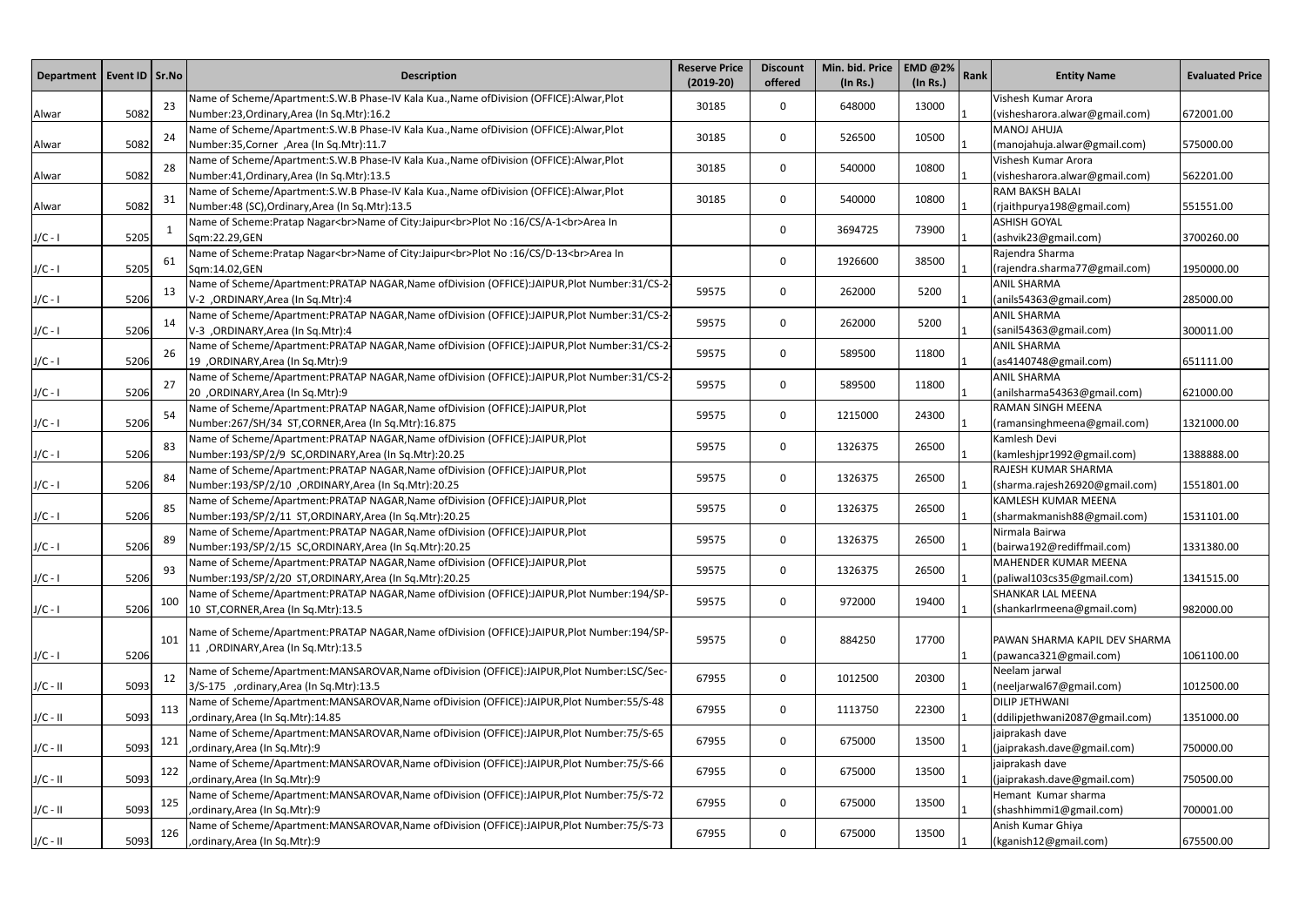| Department | Event ID | Sr.No | Description | Reserve Price (2019-20) | Discount offered | Min. bid. Price (In Rs.) | EMD @2% (In Rs.) | Rank | Entity Name | Evaluated Price |
|---|---|---|---|---|---|---|---|---|---|---|
| Alwar | 5082 | 23 | Name of Scheme/Apartment:S.W.B Phase-IV Kala Kua.,Name ofDivision (OFFICE):Alwar,Plot Number:23,Ordinary,Area (In Sq.Mtr):16.2 | 30185 | 0 | 648000 | 13000 | 1 | Vishesh Kumar Arora (vishesharora.alwar@gmail.com) | 672001.00 |
| Alwar | 5082 | 24 | Name of Scheme/Apartment:S.W.B Phase-IV Kala Kua.,Name ofDivision (OFFICE):Alwar,Plot Number:35,Corner ,Area (In Sq.Mtr):11.7 | 30185 | 0 | 526500 | 10500 | 1 | MANOJ AHUJA (manojahuja.alwar@gmail.com) | 575000.00 |
| Alwar | 5082 | 28 | Name of Scheme/Apartment:S.W.B Phase-IV Kala Kua.,Name ofDivision (OFFICE):Alwar,Plot Number:41,Ordinary,Area (In Sq.Mtr):13.5 | 30185 | 0 | 540000 | 10800 | 1 | Vishesh Kumar Arora (vishesharora.alwar@gmail.com) | 562201.00 |
| Alwar | 5082 | 31 | Name of Scheme/Apartment:S.W.B Phase-IV Kala Kua.,Name ofDivision (OFFICE):Alwar,Plot Number:48 (SC),Ordinary,Area (In Sq.Mtr):13.5 | 30185 | 0 | 540000 | 10800 | 1 | RAM BAKSH BALAI (rjaithpurya198@gmail.com) | 551551.00 |
| J/C - I | 5205 | 1 | Name of Scheme:Pratap Nagar<br>Name of City:Jaipur<br>Plot No :16/CS/A-1<br>Area In Sqm:22.29,GEN | | 0 | 3694725 | 73900 | 1 | ASHISH GOYAL (ashvik23@gmail.com) | 3700260.00 |
| J/C - I | 5205 | 61 | Name of Scheme:Pratap Nagar<br>Name of City:Jaipur<br>Plot No :16/CS/D-13<br>Area In Sqm:14.02,GEN | | 0 | 1926600 | 38500 | 1 | Rajendra Sharma (rajendra.sharma77@gmail.com) | 1950000.00 |
| J/C - I | 5206 | 13 | Name of Scheme/Apartment:PRATAP NAGAR,Name ofDivision (OFFICE):JAIPUR,Plot Number:31/CS-2-V-2 ,ORDINARY,Area (In Sq.Mtr):4 | 59575 | 0 | 262000 | 5200 | 1 | ANIL SHARMA (anils54363@gmail.com) | 285000.00 |
| J/C - I | 5206 | 14 | Name of Scheme/Apartment:PRATAP NAGAR,Name ofDivision (OFFICE):JAIPUR,Plot Number:31/CS-2-V-3 ,ORDINARY,Area (In Sq.Mtr):4 | 59575 | 0 | 262000 | 5200 | 1 | ANIL SHARMA (sanil54363@gmail.com) | 300011.00 |
| J/C - I | 5206 | 26 | Name of Scheme/Apartment:PRATAP NAGAR,Name ofDivision (OFFICE):JAIPUR,Plot Number:31/CS-2-19 ,ORDINARY,Area (In Sq.Mtr):9 | 59575 | 0 | 589500 | 11800 | 1 | ANIL SHARMA (as4140748@gmail.com) | 651111.00 |
| J/C - I | 5206 | 27 | Name of Scheme/Apartment:PRATAP NAGAR,Name ofDivision (OFFICE):JAIPUR,Plot Number:31/CS-2-20 ,ORDINARY,Area (In Sq.Mtr):9 | 59575 | 0 | 589500 | 11800 | 1 | ANIL SHARMA (anilsharma54363@gmail.com) | 621000.00 |
| J/C - I | 5206 | 54 | Name of Scheme/Apartment:PRATAP NAGAR,Name ofDivision (OFFICE):JAIPUR,Plot Number:267/SH/34 ST,CORNER,Area (In Sq.Mtr):16.875 | 59575 | 0 | 1215000 | 24300 | 1 | RAMAN SINGH MEENA (ramansinghmeena@gmail.com) | 1321000.00 |
| J/C - I | 5206 | 83 | Name of Scheme/Apartment:PRATAP NAGAR,Name ofDivision (OFFICE):JAIPUR,Plot Number:193/SP/2/9 SC,ORDINARY,Area (In Sq.Mtr):20.25 | 59575 | 0 | 1326375 | 26500 | 1 | Kamlesh Devi (kamleshjpr1992@gmail.com) | 1388888.00 |
| J/C - I | 5206 | 84 | Name of Scheme/Apartment:PRATAP NAGAR,Name ofDivision (OFFICE):JAIPUR,Plot Number:193/SP/2/10 ,ORDINARY,Area (In Sq.Mtr):20.25 | 59575 | 0 | 1326375 | 26500 | 1 | RAJESH KUMAR SHARMA (sharma.rajesh26920@gmail.com) | 1551801.00 |
| J/C - I | 5206 | 85 | Name of Scheme/Apartment:PRATAP NAGAR,Name ofDivision (OFFICE):JAIPUR,Plot Number:193/SP/2/11 ST,ORDINARY,Area (In Sq.Mtr):20.25 | 59575 | 0 | 1326375 | 26500 | 1 | KAMLESH KUMAR MEENA (sharmakmanish88@gmail.com) | 1531101.00 |
| J/C - I | 5206 | 89 | Name of Scheme/Apartment:PRATAP NAGAR,Name ofDivision (OFFICE):JAIPUR,Plot Number:193/SP/2/15 SC,ORDINARY,Area (In Sq.Mtr):20.25 | 59575 | 0 | 1326375 | 26500 | 1 | Nirmala Bairwa (bairwa192@rediffmail.com) | 1331380.00 |
| J/C - I | 5206 | 93 | Name of Scheme/Apartment:PRATAP NAGAR,Name ofDivision (OFFICE):JAIPUR,Plot Number:193/SP/2/20 ST,ORDINARY,Area (In Sq.Mtr):20.25 | 59575 | 0 | 1326375 | 26500 | 1 | MAHENDER KUMAR MEENA (paliwal103cs35@gmail.com) | 1341515.00 |
| J/C - I | 5206 | 100 | Name of Scheme/Apartment:PRATAP NAGAR,Name ofDivision (OFFICE):JAIPUR,Plot Number:194/SP-10 ST,CORNER,Area (In Sq.Mtr):13.5 | 59575 | 0 | 972000 | 19400 | 1 | SHANKAR LAL MEENA (shankarlrmeena@gmail.com) | 982000.00 |
| J/C - I | 5206 | 101 | Name of Scheme/Apartment:PRATAP NAGAR,Name ofDivision (OFFICE):JAIPUR,Plot Number:194/SP-11 ,ORDINARY,Area (In Sq.Mtr):13.5 | 59575 | 0 | 884250 | 17700 | 1 | PAWAN SHARMA KAPIL DEV SHARMA (pawanca321@gmail.com) | 1061100.00 |
| J/C - II | 5093 | 12 | Name of Scheme/Apartment:MANSAROVAR,Name ofDivision (OFFICE):JAIPUR,Plot Number:LSC/Sec-3/S-175 ,ordinary,Area (In Sq.Mtr):13.5 | 67955 | 0 | 1012500 | 20300 | 1 | Neelam jarwal (neeljarwal67@gmail.com) | 1012500.00 |
| J/C - II | 5093 | 113 | Name of Scheme/Apartment:MANSAROVAR,Name ofDivision (OFFICE):JAIPUR,Plot Number:55/S-48 ,ordinary,Area (In Sq.Mtr):14.85 | 67955 | 0 | 1113750 | 22300 | 1 | DILIP JETHWANI (ddilipjethwani2087@gmail.com) | 1351000.00 |
| J/C - II | 5093 | 121 | Name of Scheme/Apartment:MANSAROVAR,Name ofDivision (OFFICE):JAIPUR,Plot Number:75/S-65 ,ordinary,Area (In Sq.Mtr):9 | 67955 | 0 | 675000 | 13500 | 1 | jaiprakash dave (jaiprakash.dave@gmail.com) | 750000.00 |
| J/C - II | 5093 | 122 | Name of Scheme/Apartment:MANSAROVAR,Name ofDivision (OFFICE):JAIPUR,Plot Number:75/S-66 ,ordinary,Area (In Sq.Mtr):9 | 67955 | 0 | 675000 | 13500 | 1 | jaiprakash dave (jaiprakash.dave@gmail.com) | 750500.00 |
| J/C - II | 5093 | 125 | Name of Scheme/Apartment:MANSAROVAR,Name ofDivision (OFFICE):JAIPUR,Plot Number:75/S-72 ,ordinary,Area (In Sq.Mtr):9 | 67955 | 0 | 675000 | 13500 | 1 | Hemant Kumar sharma (shashhimmi1@gmail.com) | 700001.00 |
| J/C - II | 5093 | 126 | Name of Scheme/Apartment:MANSAROVAR,Name ofDivision (OFFICE):JAIPUR,Plot Number:75/S-73 ,ordinary,Area (In Sq.Mtr):9 | 67955 | 0 | 675000 | 13500 | 1 | Anish Kumar Ghiya (kganish12@gmail.com) | 675500.00 |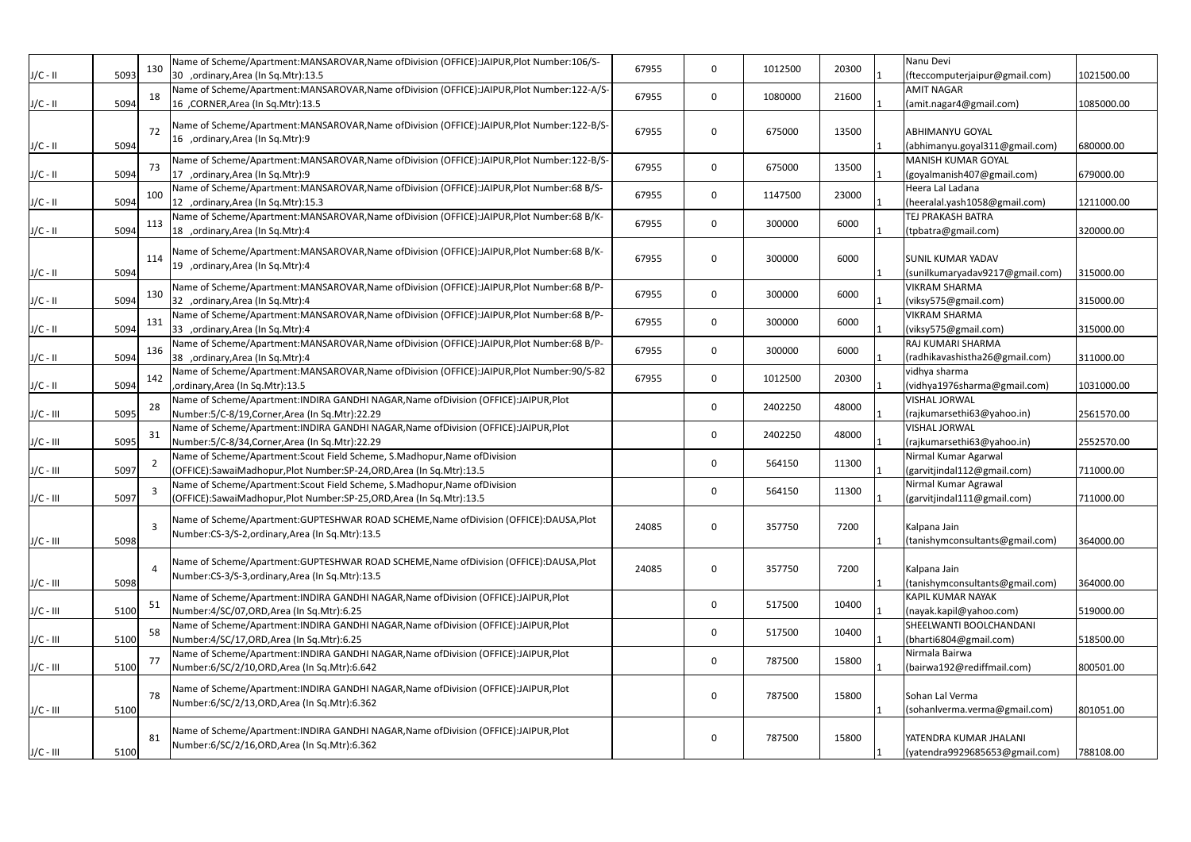| J/C - II | 5093 | 130 | Name of Scheme/Apartment:MANSAROVAR,Name ofDivision (OFFICE):JAIPUR,Plot Number:106/S-30 ,ordinary,Area (In Sq.Mtr):13.5 | 67955 | 0 | 1012500 | 20300 | 1 | Nanu Devi (fteccomputerjaipur@gmail.com) | 1021500.00 |
|---|---|---|---|---|---|---|---|---|---|---|
| J/C - II | 5094 | 18 | Name of Scheme/Apartment:MANSAROVAR,Name ofDivision (OFFICE):JAIPUR,Plot Number:122-A/S-16 ,CORNER,Area (In Sq.Mtr):13.5 | 67955 | 0 | 1080000 | 21600 | 1 | AMIT NAGAR (amit.nagar4@gmail.com) | 1085000.00 |
| J/C - II | 5094 | 72 | Name of Scheme/Apartment:MANSAROVAR,Name ofDivision (OFFICE):JAIPUR,Plot Number:122-B/S-16 ,ordinary,Area (In Sq.Mtr):9 | 67955 | 0 | 675000 | 13500 | 1 | ABHIMANYU GOYAL (abhimanyu.goyal311@gmail.com) | 680000.00 |
| J/C - II | 5094 | 73 | Name of Scheme/Apartment:MANSAROVAR,Name ofDivision (OFFICE):JAIPUR,Plot Number:122-B/S-17 ,ordinary,Area (In Sq.Mtr):9 | 67955 | 0 | 675000 | 13500 | 1 | MANISH KUMAR GOYAL (goyalmanish407@gmail.com) | 679000.00 |
| J/C - II | 5094 | 100 | Name of Scheme/Apartment:MANSAROVAR,Name ofDivision (OFFICE):JAIPUR,Plot Number:68 B/S-12 ,ordinary,Area (In Sq.Mtr):15.3 | 67955 | 0 | 1147500 | 23000 | 1 | Heera Lal Ladana (heeralal.yash1058@gmail.com) | 1211000.00 |
| J/C - II | 5094 | 113 | Name of Scheme/Apartment:MANSAROVAR,Name ofDivision (OFFICE):JAIPUR,Plot Number:68 B/K-18 ,ordinary,Area (In Sq.Mtr):4 | 67955 | 0 | 300000 | 6000 | 1 | TEJ PRAKASH BATRA (tpbatra@gmail.com) | 320000.00 |
| J/C - II | 5094 | 114 | Name of Scheme/Apartment:MANSAROVAR,Name ofDivision (OFFICE):JAIPUR,Plot Number:68 B/K-19 ,ordinary,Area (In Sq.Mtr):4 | 67955 | 0 | 300000 | 6000 | 1 | SUNIL KUMAR YADAV (sunilkumaryadav9217@gmail.com) | 315000.00 |
| J/C - II | 5094 | 130 | Name of Scheme/Apartment:MANSAROVAR,Name ofDivision (OFFICE):JAIPUR,Plot Number:68 B/P-32 ,ordinary,Area (In Sq.Mtr):4 | 67955 | 0 | 300000 | 6000 | 1 | VIKRAM SHARMA (viksy575@gmail.com) | 315000.00 |
| J/C - II | 5094 | 131 | Name of Scheme/Apartment:MANSAROVAR,Name ofDivision (OFFICE):JAIPUR,Plot Number:68 B/P-33 ,ordinary,Area (In Sq.Mtr):4 | 67955 | 0 | 300000 | 6000 | 1 | VIKRAM SHARMA (viksy575@gmail.com) | 315000.00 |
| J/C - II | 5094 | 136 | Name of Scheme/Apartment:MANSAROVAR,Name ofDivision (OFFICE):JAIPUR,Plot Number:68 B/P-38 ,ordinary,Area (In Sq.Mtr):4 | 67955 | 0 | 300000 | 6000 | 1 | RAJ KUMARI SHARMA (radhikavashistha26@gmail.com) | 311000.00 |
| J/C - II | 5094 | 142 | Name of Scheme/Apartment:MANSAROVAR,Name ofDivision (OFFICE):JAIPUR,Plot Number:90/S-82 ,ordinary,Area (In Sq.Mtr):13.5 | 67955 | 0 | 1012500 | 20300 | 1 | vidhya sharma (vidhya1976sharma@gmail.com) | 1031000.00 |
| J/C - III | 5095 | 28 | Name of Scheme/Apartment:INDIRA GANDHI NAGAR,Name ofDivision (OFFICE):JAIPUR,Plot Number:5/C-8/19,Corner,Area (In Sq.Mtr):22.29 | | 0 | 2402250 | 48000 | 1 | VISHAL JORWAL (rajkumarsethi63@yahoo.in) | 2561570.00 |
| J/C - III | 5095 | 31 | Name of Scheme/Apartment:INDIRA GANDHI NAGAR,Name ofDivision (OFFICE):JAIPUR,Plot Number:5/C-8/34,Corner,Area (In Sq.Mtr):22.29 | | 0 | 2402250 | 48000 | 1 | VISHAL JORWAL (rajkumarsethi63@yahoo.in) | 2552570.00 |
| J/C - III | 5097 | 2 | Name of Scheme/Apartment:Scout Field Scheme, S.Madhopur,Name ofDivision (OFFICE):SawaiMadhopur,Plot Number:SP-24,ORD,Area (In Sq.Mtr):13.5 | | 0 | 564150 | 11300 | 1 | Nirmal Kumar Agarwal (garvitjindal112@gmail.com) | 711000.00 |
| J/C - III | 5097 | 3 | Name of Scheme/Apartment:Scout Field Scheme, S.Madhopur,Name ofDivision (OFFICE):SawaiMadhopur,Plot Number:SP-25,ORD,Area (In Sq.Mtr):13.5 | | 0 | 564150 | 11300 | 1 | Nirmal Kumar Agrawal (garvitjindal111@gmail.com) | 711000.00 |
| J/C - III | 5098 | 3 | Name of Scheme/Apartment:GUPTESHWAR ROAD SCHEME,Name ofDivision (OFFICE):DAUSA,Plot Number:CS-3/S-2,ordinary,Area (In Sq.Mtr):13.5 | 24085 | 0 | 357750 | 7200 | 1 | Kalpana Jain (tanishymconsultants@gmail.com) | 364000.00 |
| J/C - III | 5098 | 4 | Name of Scheme/Apartment:GUPTESHWAR ROAD SCHEME,Name ofDivision (OFFICE):DAUSA,Plot Number:CS-3/S-3,ordinary,Area (In Sq.Mtr):13.5 | 24085 | 0 | 357750 | 7200 | 1 | Kalpana Jain (tanishymconsultants@gmail.com) | 364000.00 |
| J/C - III | 5100 | 51 | Name of Scheme/Apartment:INDIRA GANDHI NAGAR,Name ofDivision (OFFICE):JAIPUR,Plot Number:4/SC/07,ORD,Area (In Sq.Mtr):6.25 | | 0 | 517500 | 10400 | 1 | KAPIL KUMAR NAYAK (nayak.kapil@yahoo.com) | 519000.00 |
| J/C - III | 5100 | 58 | Name of Scheme/Apartment:INDIRA GANDHI NAGAR,Name ofDivision (OFFICE):JAIPUR,Plot Number:4/SC/17,ORD,Area (In Sq.Mtr):6.25 | | 0 | 517500 | 10400 | 1 | SHEELWANTI BOOLCHANDANI (bharti6804@gmail.com) | 518500.00 |
| J/C - III | 5100 | 77 | Name of Scheme/Apartment:INDIRA GANDHI NAGAR,Name ofDivision (OFFICE):JAIPUR,Plot Number:6/SC/2/10,ORD,Area (In Sq.Mtr):6.642 | | 0 | 787500 | 15800 | 1 | Nirmala Bairwa (bairwa192@rediffmail.com) | 800501.00 |
| J/C - III | 5100 | 78 | Name of Scheme/Apartment:INDIRA GANDHI NAGAR,Name ofDivision (OFFICE):JAIPUR,Plot Number:6/SC/2/13,ORD,Area (In Sq.Mtr):6.362 | | 0 | 787500 | 15800 | 1 | Sohan Lal Verma (sohanlverma.verma@gmail.com) | 801051.00 |
| J/C - III | 5100 | 81 | Name of Scheme/Apartment:INDIRA GANDHI NAGAR,Name ofDivision (OFFICE):JAIPUR,Plot Number:6/SC/2/16,ORD,Area (In Sq.Mtr):6.362 | | 0 | 787500 | 15800 | 1 | YATENDRA KUMAR JHALANI (yatendra9929685653@gmail.com) | 788108.00 |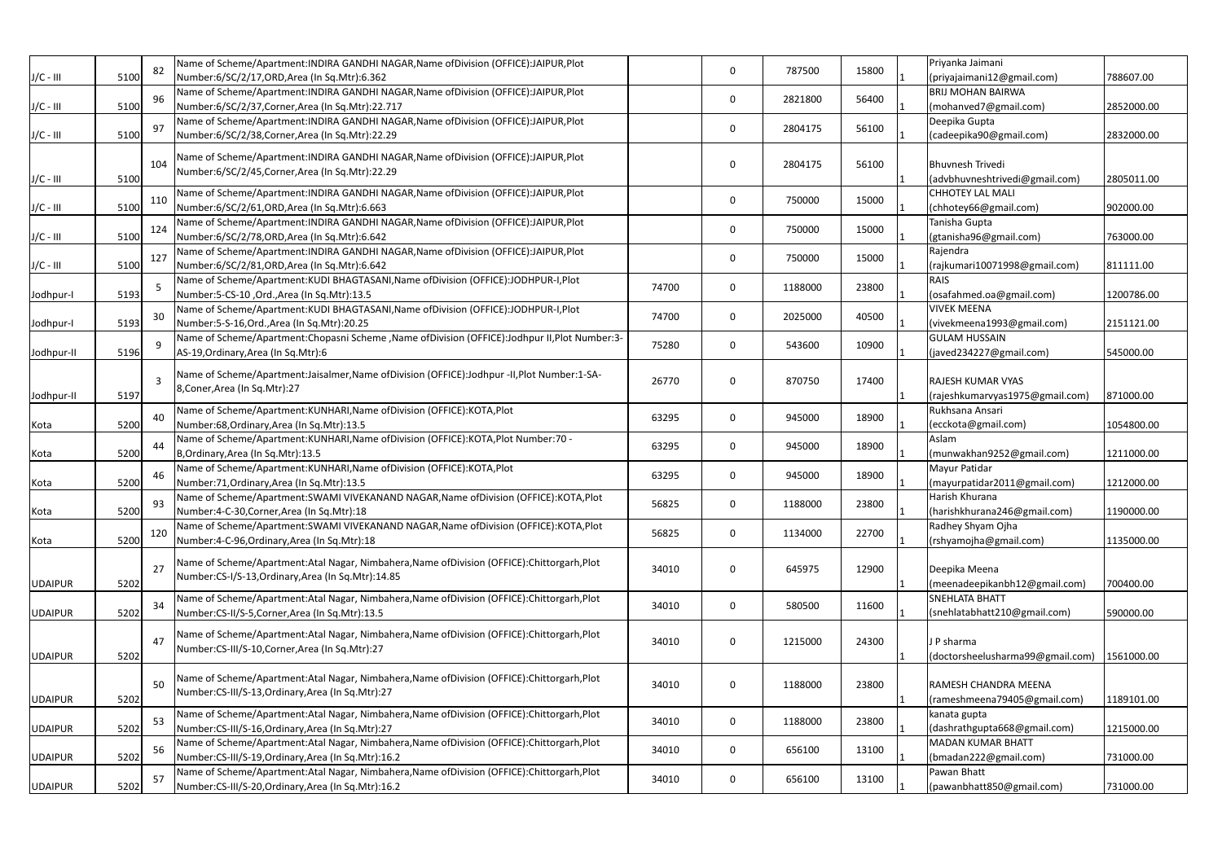| | | | | | | | | | | |
|---|---|---|---|---|---|---|---|---|---|---|
| J/C - III | 5100 | 82 | Name of Scheme/Apartment:INDIRA GANDHI NAGAR,Name ofDivision (OFFICE):JAIPUR,Plot Number:6/SC/2/17,ORD,Area (In Sq.Mtr):6.362 | | 0 | 787500 | 15800 | 1 | Priyanka Jaimani (priyajaimani12@gmail.com) | 788607.00 |
| J/C - III | 5100 | 96 | Name of Scheme/Apartment:INDIRA GANDHI NAGAR,Name ofDivision (OFFICE):JAIPUR,Plot Number:6/SC/2/37,Corner,Area (In Sq.Mtr):22.717 | | 0 | 2821800 | 56400 | 1 | BRIJ MOHAN BAIRWA (mohanved7@gmail.com) | 2852000.00 |
| J/C - III | 5100 | 97 | Name of Scheme/Apartment:INDIRA GANDHI NAGAR,Name ofDivision (OFFICE):JAIPUR,Plot Number:6/SC/2/38,Corner,Area (In Sq.Mtr):22.29 | | 0 | 2804175 | 56100 | 1 | Deepika Gupta (cadeepika90@gmail.com) | 2832000.00 |
| J/C - III | 5100 | 104 | Name of Scheme/Apartment:INDIRA GANDHI NAGAR,Name ofDivision (OFFICE):JAIPUR,Plot Number:6/SC/2/45,Corner,Area (In Sq.Mtr):22.29 | | 0 | 2804175 | 56100 | 1 | Bhuvnesh Trivedi (advbhuvneshtrivedi@gmail.com) | 2805011.00 |
| J/C - III | 5100 | 110 | Name of Scheme/Apartment:INDIRA GANDHI NAGAR,Name ofDivision (OFFICE):JAIPUR,Plot Number:6/SC/2/61,ORD,Area (In Sq.Mtr):6.663 | | 0 | 750000 | 15000 | 1 | CHHOTEY LAL MALI (chhotey66@gmail.com) | 902000.00 |
| J/C - III | 5100 | 124 | Name of Scheme/Apartment:INDIRA GANDHI NAGAR,Name ofDivision (OFFICE):JAIPUR,Plot Number:6/SC/2/78,ORD,Area (In Sq.Mtr):6.642 | | 0 | 750000 | 15000 | 1 | Tanisha Gupta (gtanisha96@gmail.com) | 763000.00 |
| J/C - III | 5100 | 127 | Name of Scheme/Apartment:INDIRA GANDHI NAGAR,Name ofDivision (OFFICE):JAIPUR,Plot Number:6/SC/2/81,ORD,Area (In Sq.Mtr):6.642 | | 0 | 750000 | 15000 | 1 | Rajendra (rajkumari10071998@gmail.com) | 811111.00 |
| Jodhpur-I | 5193 | 5 | Name of Scheme/Apartment:KUDI BHAGTASANI,Name ofDivision (OFFICE):JODHPUR-I,Plot Number:5-CS-10 ,Ord.,Area (In Sq.Mtr):13.5 | 74700 | 0 | 1188000 | 23800 | 1 | RAIS (osafahmed.oa@gmail.com) | 1200786.00 |
| Jodhpur-I | 5193 | 30 | Name of Scheme/Apartment:KUDI BHAGTASANI,Name ofDivision (OFFICE):JODHPUR-I,Plot Number:5-S-16,Ord.,Area (In Sq.Mtr):20.25 | 74700 | 0 | 2025000 | 40500 | 1 | VIVEK MEENA (vivekmeena1993@gmail.com) | 2151121.00 |
| Jodhpur-II | 5196 | 9 | Name of Scheme/Apartment:Chopasni Scheme ,Name ofDivision (OFFICE):Jodhpur II,Plot Number:3-AS-19,Ordinary,Area (In Sq.Mtr):6 | 75280 | 0 | 543600 | 10900 | 1 | GULAM HUSSAIN (javed234227@gmail.com) | 545000.00 |
| Jodhpur-II | 5197 | 3 | Name of Scheme/Apartment:Jaisalmer,Name ofDivision (OFFICE):Jodhpur -II,Plot Number:1-SA-8,Coner,Area (In Sq.Mtr):27 | 26770 | 0 | 870750 | 17400 | 1 | RAJESH KUMAR VYAS (rajeshkumarvyas1975@gmail.com) | 871000.00 |
| Kota | 5200 | 40 | Name of Scheme/Apartment:KUNHARI,Name ofDivision (OFFICE):KOTA,Plot Number:68,Ordinary,Area (In Sq.Mtr):13.5 | 63295 | 0 | 945000 | 18900 | 1 | Rukhsana Ansari (ecckota@gmail.com) | 1054800.00 |
| Kota | 5200 | 44 | Name of Scheme/Apartment:KUNHARI,Name ofDivision (OFFICE):KOTA,Plot Number:70 - B,Ordinary,Area (In Sq.Mtr):13.5 | 63295 | 0 | 945000 | 18900 | 1 | Aslam (munwakhan9252@gmail.com) | 1211000.00 |
| Kota | 5200 | 46 | Name of Scheme/Apartment:KUNHARI,Name ofDivision (OFFICE):KOTA,Plot Number:71,Ordinary,Area (In Sq.Mtr):13.5 | 63295 | 0 | 945000 | 18900 | 1 | Mayur Patidar (mayurpatidar2011@gmail.com) | 1212000.00 |
| Kota | 5200 | 93 | Name of Scheme/Apartment:SWAMI VIVEKANAND NAGAR,Name ofDivision (OFFICE):KOTA,Plot Number:4-C-30,Corner,Area (In Sq.Mtr):18 | 56825 | 0 | 1188000 | 23800 | 1 | Harish Khurana (harishkhurana246@gmail.com) | 1190000.00 |
| Kota | 5200 | 120 | Name of Scheme/Apartment:SWAMI VIVEKANAND NAGAR,Name ofDivision (OFFICE):KOTA,Plot Number:4-C-96,Ordinary,Area (In Sq.Mtr):18 | 56825 | 0 | 1134000 | 22700 | 1 | Radhey Shyam Ojha (rshyamojha@gmail.com) | 1135000.00 |
| UDAIPUR | 5202 | 27 | Name of Scheme/Apartment:Atal Nagar, Nimbahera,Name ofDivision (OFFICE):Chittorgarh,Plot Number:CS-I/S-13,Ordinary,Area (In Sq.Mtr):14.85 | 34010 | 0 | 645975 | 12900 | 1 | Deepika Meena (meenadeepikanbh12@gmail.com) | 700400.00 |
| UDAIPUR | 5202 | 34 | Name of Scheme/Apartment:Atal Nagar, Nimbahera,Name ofDivision (OFFICE):Chittorgarh,Plot Number:CS-II/S-5,Corner,Area (In Sq.Mtr):13.5 | 34010 | 0 | 580500 | 11600 | 1 | SNEHLATA BHATT (snehlatabhatt210@gmail.com) | 590000.00 |
| UDAIPUR | 5202 | 47 | Name of Scheme/Apartment:Atal Nagar, Nimbahera,Name ofDivision (OFFICE):Chittorgarh,Plot Number:CS-III/S-10,Corner,Area (In Sq.Mtr):27 | 34010 | 0 | 1215000 | 24300 | 1 | J P sharma (doctorsheelusharma99@gmail.com) | 1561000.00 |
| UDAIPUR | 5202 | 50 | Name of Scheme/Apartment:Atal Nagar, Nimbahera,Name ofDivision (OFFICE):Chittorgarh,Plot Number:CS-III/S-13,Ordinary,Area (In Sq.Mtr):27 | 34010 | 0 | 1188000 | 23800 | 1 | RAMESH CHANDRA MEENA (rameshmeena79405@gmail.com) | 1189101.00 |
| UDAIPUR | 5202 | 53 | Name of Scheme/Apartment:Atal Nagar, Nimbahera,Name ofDivision (OFFICE):Chittorgarh,Plot Number:CS-III/S-16,Ordinary,Area (In Sq.Mtr):27 | 34010 | 0 | 1188000 | 23800 | 1 | kanata gupta (dashrathgupta668@gmail.com) | 1215000.00 |
| UDAIPUR | 5202 | 56 | Name of Scheme/Apartment:Atal Nagar, Nimbahera,Name ofDivision (OFFICE):Chittorgarh,Plot Number:CS-III/S-19,Ordinary,Area (In Sq.Mtr):16.2 | 34010 | 0 | 656100 | 13100 | 1 | MADAN KUMAR BHATT (bmadan222@gmail.com) | 731000.00 |
| UDAIPUR | 5202 | 57 | Name of Scheme/Apartment:Atal Nagar, Nimbahera,Name ofDivision (OFFICE):Chittorgarh,Plot Number:CS-III/S-20,Ordinary,Area (In Sq.Mtr):16.2 | 34010 | 0 | 656100 | 13100 | 1 | Pawan Bhatt (pawanbhatt850@gmail.com) | 731000.00 |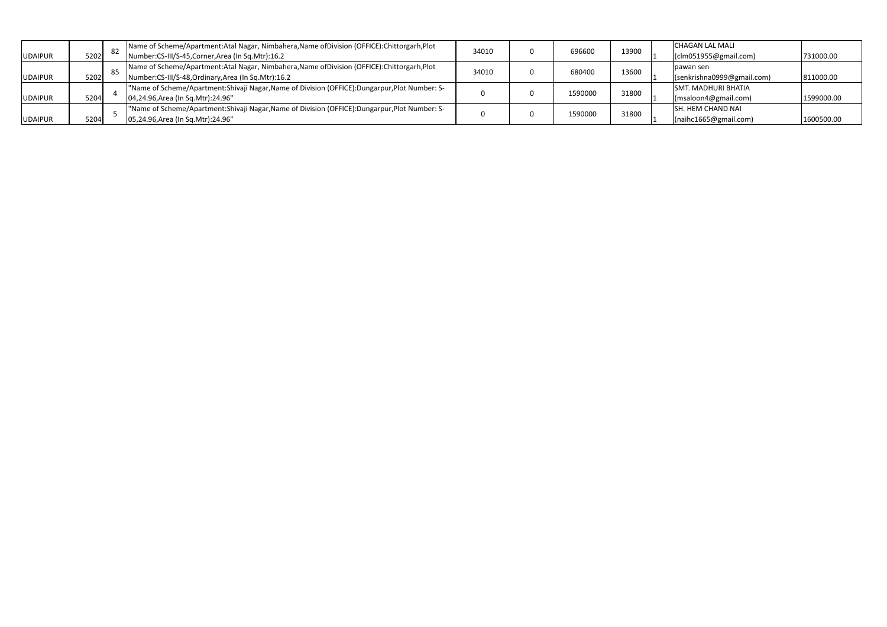| | | | | | | | | | | |
|---|---|---|---|---|---|---|---|---|---|---|
| UDAIPUR | 5202 | 82 | Name of Scheme/Apartment:Atal Nagar, Nimbahera,Name ofDivision (OFFICE):Chittorgarh,Plot Number:CS-III/S-45,Corner,Area (In Sq.Mtr):16.2 | 34010 | 0 | 696600 | 13900 | 1 | CHAGAN LAL MALI (clm051955@gmail.com) | 731000.00 |
| UDAIPUR | 5202 | 85 | Name of Scheme/Apartment:Atal Nagar, Nimbahera,Name ofDivision (OFFICE):Chittorgarh,Plot Number:CS-III/S-48,Ordinary,Area (In Sq.Mtr):16.2 | 34010 | 0 | 680400 | 13600 | 1 | pawan sen (senkrishna0999@gmail.com) | 811000.00 |
| UDAIPUR | 5204 | 4 | "Name of Scheme/Apartment:Shivaji Nagar,Name of Division (OFFICE):Dungarpur,Plot Number: S-04,24.96,Area (In Sq.Mtr):24.96" | 0 | 0 | 1590000 | 31800 | 1 | SMT. MADHURI BHATIA (msaloon4@gmail.com) | 1599000.00 |
| UDAIPUR | 5204 | 5 | "Name of Scheme/Apartment:Shivaji Nagar,Name of Division (OFFICE):Dungarpur,Plot Number: S-05,24.96,Area (In Sq.Mtr):24.96" | 0 | 0 | 1590000 | 31800 | 1 | SH. HEM CHAND NAI (naihc1665@gmail.com) | 1600500.00 |